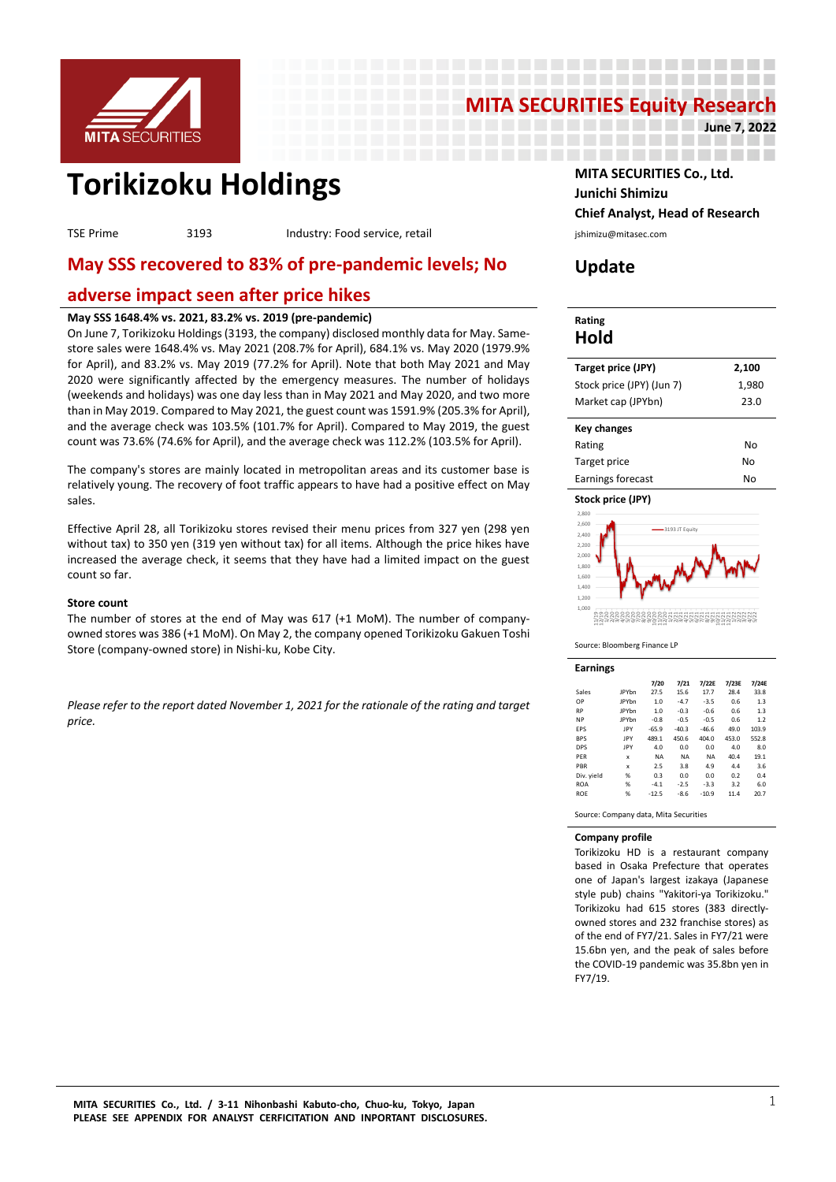MITA SECURITIES Equity Research

June 7, 2022

# Torikizoku Holdings

TSE Prime | 3193 | Industry: Food service, retail

## May SSS recovered to 83% of pre-pandemic levels; No adverse impact seen after price hikes

**May SSS 1648.4% vs. 2021, 83.2% vs. 2019 (pre-pandemic)**

On June 7, Torikizoku Holdings (3193, the company) disclosed monthly data for May. Same-store sales were 1648.4% vs. May 2021 (208.7% for April), 684.1% vs. May 2020 (1979.9% for April), and 83.2% vs. May 2019 (77.2% for April). Note that both May 2021 and May 2020 were significantly affected by the emergency measures. The number of holidays (weekends and holidays) was one day less than in May 2021 and May 2020, and two more than in May 2019. Compared to May 2021, the guest count was 1591.9% (205.3% for April), and the average check was 103.5% (101.7% for April). Compared to May 2019, the guest count was 73.6% (74.6% for April), and the average check was 112.2% (103.5% for April).

The company's stores are mainly located in metropolitan areas and its customer base is relatively young. The recovery of foot traffic appears to have had a positive effect on May sales.

Effective April 28, all Torikizoku stores revised their menu prices from 327 yen (298 yen without tax) to 350 yen (319 yen without tax) for all items. Although the price hikes have increased the average check, it seems that they have had a limited impact on the guest count so far.

**Store count**

The number of stores at the end of May was 617 (+1 MoM). The number of company-owned stores was 386 (+1 MoM). On May 2, the company opened Torikizoku Gakuen Toshi Store (company-owned store) in Nishi-ku, Kobe City.

*Please refer to the report dated November 1, 2021 for the rationale of the rating and target price.*

**MITA SECURITIES Co., Ltd.**
**Junichi Shimizu**
**Chief Analyst, Head of Research**
jshimizu@mitasec.com

## Update

**Rating**

**Hold**

| Target price (JPY) | 2,100 |
|---|---|
| Stock price (JPY) (Jun 7) | 1,980 |
| Market cap (JPYbn) | 23.0 |

| Key changes | |
|---|---|
| Rating | No |
| Target price | No |
| Earnings forecast | No |

**Stock price (JPY)**

Source: Bloomberg Finance LP

**Earnings**

| | | 7/20 | 7/21 | 7/22E | 7/23E | 7/24E |
|---|---|---|---|---|---|---|
| Sales | JPYbn | 27.5 | 15.6 | 17.7 | 28.4 | 33.8 |
| OP | JPYbn | 1.0 | -4.7 | -3.5 | 0.6 | 1.3 |
| RP | JPYbn | 1.0 | -0.3 | -0.6 | 0.6 | 1.3 |
| NP | JPYbn | -0.8 | -0.5 | -0.5 | 0.6 | 1.2 |
| EPS | JPY | -65.9 | -40.3 | -46.6 | 49.0 | 103.9 |
| BPS | JPY | 489.1 | 450.6 | 404.0 | 453.0 | 552.8 |
| DPS | JPY | 4.0 | 0.0 | 0.0 | 4.0 | 8.0 |
| PER | x | NA | NA | NA | 40.4 | 19.1 |
| PBR | x | 2.5 | 3.8 | 4.9 | 4.4 | 3.6 |
| Div. yield | % | 0.3 | 0.0 | 0.0 | 0.2 | 0.4 |
| ROA | % | -4.1 | -2.5 | -3.3 | 3.2 | 6.0 |
| ROE | % | -12.5 | -8.6 | -10.9 | 11.4 | 20.7 |

Source: Company data, Mita Securities

**Company profile**

Torikizoku HD is a restaurant company based in Osaka Prefecture that operates one of Japan's largest izakaya (Japanese style pub) chains "Yakitori-ya Torikizoku." Torikizoku had 615 stores (383 directly-owned stores and 232 franchise stores) as of the end of FY7/21. Sales in FY7/21 were 15.6bn yen, and the peak of sales before the COVID-19 pandemic was 35.8bn yen in FY7/19.

**MITA SECURITIES Co., Ltd. / 3-11 Nihonbashi Kabuto-cho, Chuo-ku, Tokyo, Japan**
**PLEASE SEE APPENDIX FOR ANALYST CERFICITATION AND INPORTANT DISCLOSURES.**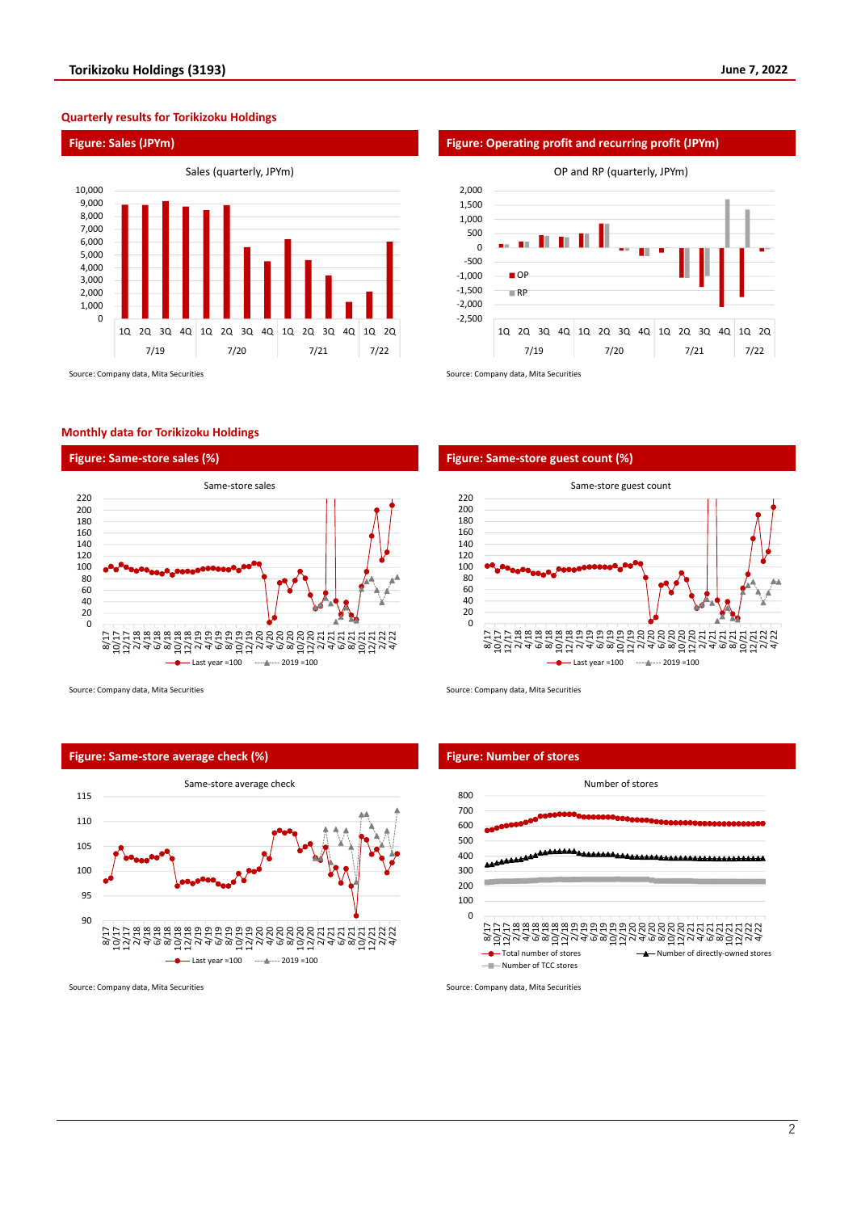## Quarterly results for Torikizoku Holdings

### Figure: Sales (JPYm)

Source: Company data, Mita Securities

### Figure: Operating profit and recurring profit (JPYm)

Source: Company data, Mita Securities

## Monthly data for Torikizoku Holdings

### Figure: Same-store sales (%)

Source: Company data, Mita Securities

### Figure: Same-store guest count (%)

Source: Company data, Mita Securities

### Figure: Same-store average check (%)

Source: Company data, Mita Securities

### Figure: Number of stores

Source: Company data, Mita Securities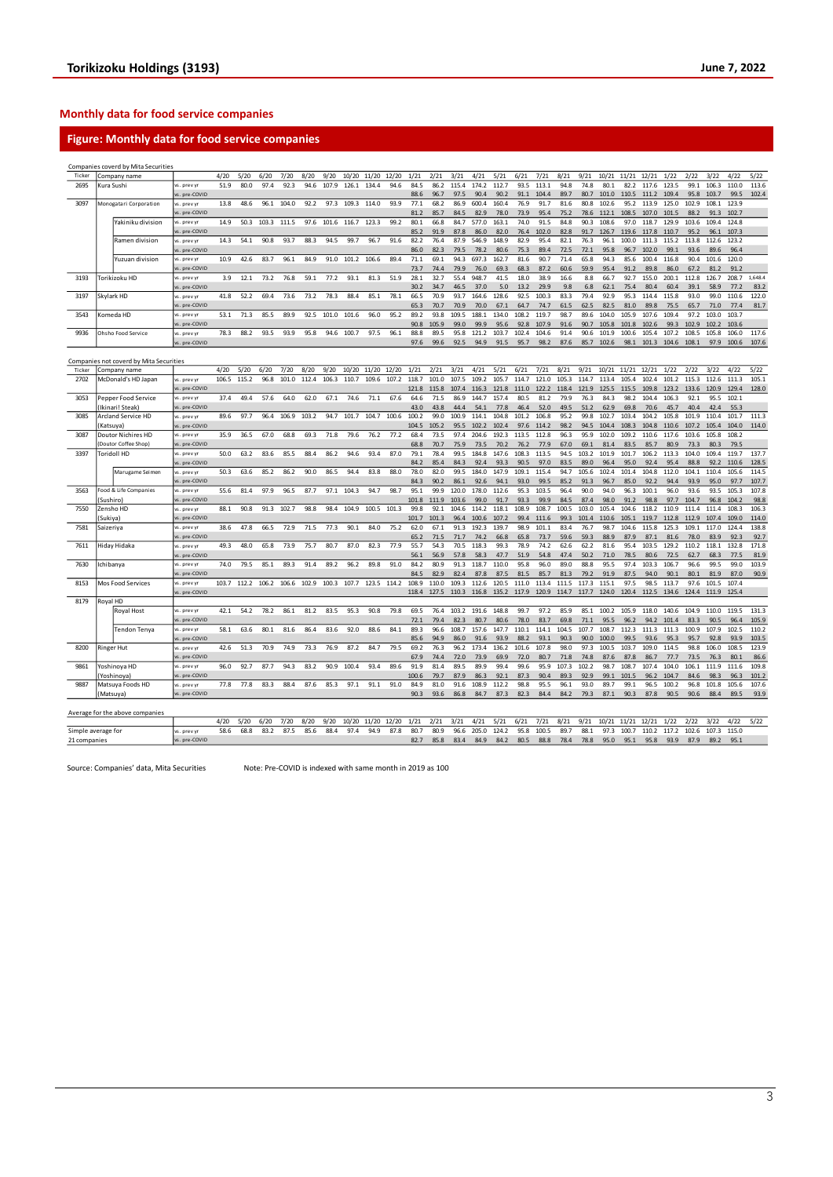## Monthly data for food service companies

### Figure: Monthly data for food service companies

Companies coverd by Mita Securities

| Ticker | Company name | | | 4/20 | 5/20 | 6/20 | 7/20 | 8/20 | 9/20 | 10/20 | 11/20 | 12/20 | 1/21 | 2/21 | 3/21 | 4/21 | 5/21 | 6/21 | 7/21 | 8/21 | 9/21 | 10/21 | 11/21 | 12/21 | 1/22 | 2/22 | 3/22 | 4/22 | 5/22 |
|---|---|---|---|---|---|---|---|---|---|---|---|---|---|---|---|---|---|---|---|---|---|---|---|---|---|---|---|---|---|
| 2695 | Kura Sushi | | vs. prev yr | 51.9 | 80.0 | 97.4 | 92.3 | 94.6 | 107.9 | 126.1 | 134.4 | 94.6 | 84.5 | 86.2 | 115.4 | 174.2 | 112.7 | 93.5 | 113.1 | 94.8 | 74.8 | 80.1 | 82.2 | 117.6 | 123.5 | 99.1 | 106.3 | 110.0 | 113.6 |
| | | | vs. pre-COVID | | | | | | | | | | 88.6 | 96.7 | 97.5 | 90.4 | 90.2 | 91.1 | 104.4 | 89.7 | 80.7 | 101.0 | 110.5 | 111.2 | 109.4 | 95.8 | 103.7 | 99.5 | 102.4 |
| 3097 | Monogatari Corporation | | vs. prev yr | 13.8 | 48.6 | 96.1 | 104.0 | 92.2 | 97.3 | 109.3 | 114.0 | 93.9 | 77.1 | 68.2 | 86.9 | 600.4 | 160.4 | 76.9 | 91.7 | 81.6 | 80.8 | 102.6 | 95.2 | 113.9 | 125.0 | 102.9 | 108.1 | 123.9 | |
| | | | vs. pre-COVID | | | | | | | | | | 81.2 | 85.7 | 84.5 | 82.9 | 78.0 | 73.9 | 95.4 | 75.2 | 78.6 | 112.1 | 108.5 | 107.0 | 101.5 | 88.2 | 91.3 | 102.7 | |
| | | Yakiniku division | vs. prev yr | 14.9 | 50.3 | 103.3 | 111.5 | 97.6 | 101.6 | 116.7 | 123.3 | 99.2 | 80.1 | 66.8 | 84.7 | 577.0 | 163.1 | 74.0 | 91.5 | 84.8 | 90.3 | 108.6 | 97.0 | 118.7 | 129.9 | 103.6 | 109.4 | 124.8 | |
| | | | vs. pre-COVID | | | | | | | | | | 85.2 | 91.9 | 87.8 | 86.0 | 82.0 | 76.4 | 102.0 | 82.8 | 91.7 | 126.7 | 119.6 | 117.8 | 110.7 | 95.2 | 96.1 | 107.3 | |
| | | Ramen division | vs. prev yr | 14.3 | 54.1 | 90.8 | 93.7 | 88.3 | 94.5 | 99.7 | 96.7 | 91.6 | 82.2 | 76.4 | 87.9 | 546.9 | 148.9 | 82.9 | 95.4 | 82.1 | 76.3 | 96.1 | 100.0 | 111.3 | 115.2 | 113.8 | 112.6 | 123.2 | |
| | | | vs. pre-COVID | | | | | | | | | | 86.0 | 82.3 | 79.5 | 78.2 | 80.6 | 75.3 | 89.4 | 72.5 | 72.1 | 95.8 | 96.7 | 102.0 | 99.1 | 93.6 | 89.6 | 96.4 | |
| | | Yuzuan division | vs. prev yr | 10.9 | 42.6 | 83.7 | 96.1 | 84.9 | 91.0 | 101.2 | 106.6 | 89.4 | 71.1 | 69.1 | 94.3 | 697.3 | 162.7 | 81.6 | 90.7 | 71.4 | 65.8 | 94.3 | 85.6 | 100.4 | 116.8 | 90.4 | 101.6 | 120.0 | |
| | | | vs. pre-COVID | | | | | | | | | | 73.7 | 74.4 | 79.9 | 76.0 | 69.3 | 68.3 | 87.2 | 60.6 | 59.9 | 95.4 | 91.2 | 89.8 | 86.0 | 67.2 | 81.2 | 91.2 | |
| 3193 | Torikizoku HD | | vs. prev yr | 3.9 | 12.1 | 73.2 | 76.8 | 59.1 | 77.2 | 93.1 | 81.3 | 51.9 | 28.1 | 32.7 | 55.4 | 948.7 | 41.5 | 18.0 | 38.9 | 16.6 | 8.8 | 66.7 | 92.7 | 155.0 | 200.1 | 112.8 | 126.7 | 208.7 | 1,648.4 |
| | | | vs. pre-COVID | | | | | | | | | | 30.2 | 34.7 | 46.5 | 37.0 | 5.0 | 13.2 | 29.9 | 9.8 | 6.8 | 62.1 | 75.4 | 80.4 | 60.4 | 39.1 | 58.9 | 77.2 | 83.2 |
| 3197 | Skylark HD | | vs. prev yr | 41.8 | 52.2 | 69.4 | 73.6 | 73.2 | 78.3 | 88.4 | 85.1 | 78.1 | 66.5 | 70.9 | 93.7 | 164.6 | 128.6 | 92.5 | 100.3 | 83.3 | 79.4 | 92.9 | 95.3 | 114.4 | 115.8 | 93.0 | 99.0 | 110.6 | 122.0 |
| | | | vs. pre-COVID | | | | | | | | | | 65.3 | 70.7 | 70.9 | 70.0 | 67.1 | 64.7 | 74.7 | 61.5 | 62.5 | 82.5 | 81.0 | 89.8 | 75.5 | 65.7 | 71.0 | 77.4 | 81.7 |
| 3543 | Komeda HD | | vs. prev yr | 53.1 | 71.3 | 85.5 | 89.9 | 92.5 | 101.0 | 101.6 | 96.0 | 95.2 | 89.2 | 93.8 | 109.5 | 188.1 | 134.0 | 108.2 | 119.7 | 98.7 | 89.6 | 104.0 | 105.9 | 107.6 | 109.4 | 97.2 | 103.0 | 103.7 | |
| | | | vs. pre-COVID | | | | | | | | | | 90.8 | 105.9 | 99.0 | 99.9 | 95.6 | 92.8 | 107.9 | 91.6 | 90.7 | 105.8 | 101.8 | 102.6 | 99.3 | 102.9 | 102.2 | 103.6 | |
| 9936 | Ohsho Food Service | | vs. prev yr | 78.3 | 88.2 | 93.5 | 93.9 | 95.8 | 94.6 | 100.7 | 97.5 | 96.1 | 88.8 | 89.5 | 95.8 | 121.2 | 103.7 | 102.4 | 104.6 | 91.4 | 90.6 | 101.9 | 100.6 | 105.4 | 107.2 | 108.5 | 105.8 | 106.0 | 117.6 |
| | | | vs. pre-COVID | | | | | | | | | | 97.6 | 99.6 | 92.5 | 94.9 | 91.5 | 95.7 | 98.2 | 87.6 | 85.7 | 102.6 | 98.1 | 101.3 | 104.6 | 108.1 | 97.9 | 100.6 | 107.6 |

Companies not coverd by Mita Securities

| Ticker | Company name | | | 4/20 | 5/20 | 6/20 | 7/20 | 8/20 | 9/20 | 10/20 | 11/20 | 12/20 | 1/21 | 2/21 | 3/21 | 4/21 | 5/21 | 6/21 | 7/21 | 8/21 | 9/21 | 10/21 | 11/21 | 12/21 | 1/22 | 2/22 | 3/22 | 4/22 | 5/22 |
|---|---|---|---|---|---|---|---|---|---|---|---|---|---|---|---|---|---|---|---|---|---|---|---|---|---|---|---|---|---|
| 2702 | McDonald's HD Japan | | vs. prev yr | 106.5 | 115.2 | 96.8 | 101.0 | 112.4 | 106.3 | 110.7 | 109.6 | 107.2 | 118.7 | 101.0 | 107.5 | 109.2 | 105.7 | 114.7 | 121.0 | 105.3 | 114.7 | 113.4 | 105.4 | 102.4 | 101.2 | 115.3 | 112.6 | 111.3 | 105.1 |
| | | | vs. pre-COVID | | | | | | | | | | 121.8 | 115.8 | 107.4 | 116.3 | 121.8 | 111.0 | 122.2 | 118.4 | 121.9 | 125.5 | 115.5 | 109.8 | 123.2 | 133.6 | 120.9 | 129.4 | 128.0 |
| 3053 | Pepper Food Service | | vs. prev yr | 37.4 | 49.4 | 57.6 | 64.0 | 62.0 | 67.1 | 74.6 | 71.1 | 67.6 | 64.6 | 71.5 | 86.9 | 144.7 | 157.4 | 80.5 | 81.2 | 79.9 | 76.3 | 84.3 | 98.2 | 104.4 | 106.3 | 92.1 | 95.5 | 102.1 | |
| | (Ikinari! Steak) | | vs. pre-COVID | | | | | | | | | | 43.0 | 43.8 | 44.4 | 54.1 | 77.8 | 46.4 | 52.0 | 49.5 | 51.2 | 62.9 | 69.8 | 70.6 | 45.7 | 40.4 | 42.4 | 55.3 | |
| 3085 | Arcland Service HD | | vs. prev yr | 89.6 | 97.7 | 96.4 | 106.9 | 103.2 | 94.7 | 101.7 | 104.7 | 100.6 | 100.2 | 99.0 | 100.9 | 114.1 | 104.8 | 101.2 | 106.8 | 95.2 | 99.8 | 102.7 | 103.4 | 104.2 | 105.8 | 101.9 | 110.4 | 101.7 | 111.3 |
| | (Katsuya) | | vs. pre-COVID | | | | | | | | | | 104.5 | 105.2 | 95.5 | 102.2 | 102.4 | 97.6 | 114.2 | 98.2 | 94.5 | 104.4 | 108.3 | 104.8 | 110.6 | 107.2 | 105.4 | 104.0 | 114.0 |
| 3087 | Doutor Nichires HD | | vs. prev yr | 35.9 | 36.5 | 67.0 | 68.8 | 69.3 | 71.8 | 79.6 | 76.2 | 77.2 | 68.4 | 73.5 | 97.4 | 204.6 | 192.3 | 113.5 | 112.8 | 96.3 | 95.9 | 102.0 | 109.2 | 110.6 | 117.6 | 103.6 | 105.8 | 108.2 | |
| | (Doutor Coffee Shop) | | vs. pre-COVID | | | | | | | | | | 68.8 | 70.7 | 75.9 | 73.5 | 70.2 | 76.2 | 77.9 | 67.0 | 69.1 | 81.4 | 83.5 | 85.7 | 80.9 | 73.3 | 80.3 | 79.5 | |
| 3397 | Toridoll HD | | vs. prev yr | 50.0 | 63.2 | 83.6 | 85.5 | 88.4 | 86.2 | 94.6 | 93.4 | 87.0 | 79.1 | 78.4 | 99.5 | 184.8 | 147.6 | 108.3 | 113.5 | 94.5 | 103.2 | 101.9 | 101.7 | 106.2 | 113.3 | 104.0 | 109.4 | 119.7 | 137.7 |
| | | | vs. pre-COVID | | | | | | | | | | 84.2 | 85.4 | 84.3 | 92.4 | 93.3 | 90.5 | 97.0 | 83.5 | 89.0 | 96.4 | 95.0 | 92.4 | 95.4 | 88.8 | 92.2 | 110.6 | 128.5 |
| | | Marugame Seimen | vs. prev yr | 50.3 | 63.6 | 85.2 | 86.2 | 90.0 | 86.5 | 94.4 | 83.8 | 88.0 | 78.0 | 82.0 | 99.5 | 184.0 | 147.9 | 109.1 | 115.4 | 94.7 | 105.6 | 102.4 | 101.4 | 104.8 | 112.0 | 104.1 | 110.4 | 105.6 | 114.5 |
| | | | vs. pre-COVID | | | | | | | | | | 84.3 | 90.2 | 86.1 | 92.6 | 94.1 | 93.0 | 99.5 | 85.2 | 91.3 | 96.7 | 85.0 | 92.2 | 94.4 | 93.9 | 95.0 | 97.7 | 107.7 |
| 3563 | Food & Life Companies | | vs. prev yr | 55.6 | 81.4 | 97.9 | 96.5 | 87.7 | 97.1 | 104.3 | 94.7 | 98.7 | 95.1 | 99.9 | 120.0 | 178.0 | 112.6 | 95.3 | 103.5 | 96.4 | 90.0 | 94.0 | 96.3 | 100.1 | 96.0 | 93.6 | 93.5 | 105.3 | 107.8 |
| | (Sushiro) | | vs. pre-COVID | | | | | | | | | | 101.8 | 111.9 | 103.6 | 99.0 | 91.7 | 93.3 | 99.9 | 84.5 | 87.4 | 98.0 | 91.2 | 98.8 | 97.7 | 104.7 | 96.8 | 104.2 | 98.8 |
| 7550 | Zensho HD | | vs. prev yr | 88.1 | 90.8 | 91.3 | 102.7 | 98.8 | 98.4 | 104.9 | 100.5 | 101.3 | 99.8 | 92.1 | 104.6 | 114.2 | 118.1 | 108.9 | 108.7 | 100.5 | 103.0 | 105.4 | 104.6 | 118.2 | 110.9 | 111.4 | 111.4 | 108.3 | 106.3 |
| | (Sukiya) | | vs. pre-COVID | | | | | | | | | | 101.7 | 101.3 | 96.4 | 100.6 | 107.2 | 99.4 | 111.6 | 99.3 | 101.4 | 110.6 | 105.1 | 119.7 | 112.8 | 112.9 | 107.4 | 109.0 | 114.0 |
| 7581 | Saizeriya | | vs. prev yr | 38.6 | 47.8 | 66.5 | 72.9 | 71.5 | 77.3 | 90.1 | 84.0 | 75.2 | 62.0 | 67.1 | 91.3 | 192.3 | 139.7 | 98.9 | 101.1 | 83.4 | 76.7 | 98.7 | 104.6 | 115.8 | 125.3 | 109.1 | 117.0 | 124.4 | 138.8 |
| | | | vs. pre-COVID | | | | | | | | | | 65.2 | 71.5 | 71.7 | 74.2 | 66.8 | 65.8 | 73.7 | 59.6 | 59.3 | 88.9 | 87.9 | 87.1 | 81.6 | 78.0 | 83.9 | 92.3 | 92.7 |
| 7611 | Hiday Hidaka | | vs. prev yr | 49.3 | 48.0 | 65.8 | 73.9 | 75.7 | 80.7 | 87.0 | 82.3 | 77.9 | 55.7 | 54.3 | 70.5 | 118.3 | 99.3 | 78.9 | 74.2 | 62.6 | 62.2 | 81.6 | 95.4 | 103.5 | 129.2 | 110.2 | 118.1 | 132.8 | 171.8 |
| | | | vs. pre-COVID | | | | | | | | | | 56.1 | 56.9 | 57.8 | 58.3 | 47.7 | 51.9 | 54.8 | 47.4 | 50.2 | 71.0 | 78.5 | 80.6 | 72.5 | 62.7 | 68.3 | 77.5 | 81.9 |
| 7630 | Ichibanya | | vs. prev yr | 74.0 | 79.5 | 85.1 | 89.3 | 91.4 | 89.2 | 96.2 | 89.8 | 91.0 | 84.2 | 80.9 | 91.3 | 118.7 | 110.0 | 95.8 | 96.0 | 89.0 | 88.8 | 95.5 | 97.4 | 103.3 | 106.7 | 96.6 | 99.5 | 99.0 | 103.9 |
| | | | vs. pre-COVID | | | | | | | | | | 84.5 | 82.9 | 82.4 | 87.8 | 87.5 | 81.5 | 85.7 | 81.3 | 79.2 | 91.9 | 87.5 | 94.0 | 90.1 | 80.1 | 81.9 | 87.0 | 90.9 |
| 8153 | Mos Food Services | | vs. prev yr | 103.7 | 112.2 | 106.2 | 106.6 | 102.9 | 100.3 | 107.7 | 123.5 | 114.2 | 108.9 | 110.0 | 109.3 | 112.6 | 120.5 | 111.0 | 113.4 | 111.5 | 117.3 | 115.1 | 97.5 | 98.5 | 113.7 | 97.6 | 101.5 | 107.4 | |
| | | | vs. pre-COVID | | | | | | | | | | 118.4 | 127.5 | 110.3 | 116.8 | 135.2 | 117.9 | 120.9 | 114.7 | 117.7 | 124.0 | 120.4 | 112.5 | 134.6 | 124.4 | 111.9 | 125.4 | |
| 8179 | Royal HD | | | | | | | | | | | | | | | | | | | | | | | | | | | | |
| | | Royal Host | vs. prev yr | 42.1 | 54.2 | 78.2 | 86.1 | 81.2 | 83.5 | 95.3 | 90.8 | 79.8 | 69.5 | 76.4 | 103.2 | 191.6 | 148.8 | 99.7 | 97.2 | 85.9 | 85.1 | 100.2 | 105.9 | 118.0 | 140.6 | 104.9 | 110.0 | 119.5 | 131.3 |
| | | | vs. pre-COVID | | | | | | | | | | 72.1 | 79.4 | 82.3 | 80.7 | 80.6 | 78.0 | 83.7 | 69.8 | 71.1 | 95.5 | 96.2 | 94.2 | 101.4 | 83.3 | 90.5 | 96.4 | 105.9 |
| | | Tendon Tenya | vs. prev yr | 58.1 | 63.6 | 80.1 | 81.6 | 86.4 | 83.6 | 92.0 | 88.6 | 84.1 | 89.3 | 96.6 | 108.7 | 157.6 | 147.7 | 110.1 | 114.1 | 104.5 | 107.7 | 108.7 | 112.3 | 111.3 | 111.3 | 100.9 | 107.9 | 102.5 | 110.2 |
| | | | vs. pre-COVID | | | | | | | | | | 85.6 | 94.9 | 86.0 | 91.6 | 93.9 | 88.2 | 93.1 | 90.3 | 90.0 | 100.0 | 99.5 | 93.6 | 95.3 | 95.7 | 92.8 | 93.9 | 103.5 |
| 8200 | Ringer Hut | | vs. prev yr | 42.6 | 51.3 | 70.9 | 74.9 | 73.3 | 76.9 | 87.2 | 84.7 | 79.5 | 69.2 | 76.3 | 96.2 | 173.4 | 136.2 | 101.6 | 107.8 | 98.0 | 97.3 | 100.5 | 103.7 | 109.0 | 114.5 | 98.8 | 106.0 | 108.5 | 123.9 |
| | | | vs. pre-COVID | | | | | | | | | | 67.9 | 74.4 | 72.0 | 73.9 | 69.9 | 72.0 | 80.7 | 71.8 | 74.8 | 87.6 | 87.8 | 86.7 | 77.7 | 73.5 | 76.3 | 80.1 | 86.6 |
| 9861 | Yoshinoya HD | | vs. prev yr | 96.0 | 92.7 | 87.7 | 94.3 | 83.2 | 90.9 | 100.4 | 93.4 | 89.6 | 91.9 | 81.4 | 89.5 | 89.9 | 99.4 | 99.6 | 95.9 | 107.3 | 102.2 | 98.7 | 108.7 | 107.4 | 104.0 | 106.1 | 111.9 | 111.6 | 109.8 |
| | (Yoshinoya) | | vs. pre-COVID | | | | | | | | | | 100.6 | 79.7 | 87.9 | 86.3 | 92.1 | 87.3 | 90.4 | 89.3 | 92.9 | 99.1 | 101.5 | 96.2 | 104.7 | 84.6 | 98.3 | 96.3 | 101.2 |
| 9887 | Matsuya Foods HD | | vs. prev yr | 77.8 | 77.8 | 83.3 | 88.4 | 87.6 | 85.3 | 97.1 | 91.1 | 91.0 | 84.9 | 81.0 | 91.6 | 108.9 | 112.2 | 98.8 | 95.5 | 96.1 | 93.0 | 89.7 | 99.1 | 96.5 | 100.2 | 96.8 | 101.8 | 105.6 | 107.6 |
| | (Matsuya) | | vs. pre-COVID | | | | | | | | | | 90.3 | 93.6 | 86.8 | 84.7 | 87.3 | 82.3 | 84.4 | 84.2 | 79.3 | 87.1 | 90.3 | 87.8 | 90.5 | 90.6 | 88.4 | 89.5 | 93.9 |

Average for the above companies

| | | 4/20 | 5/20 | 6/20 | 7/20 | 8/20 | 9/20 | 10/20 | 11/20 | 12/20 | 1/21 | 2/21 | 3/21 | 4/21 | 5/21 | 6/21 | 7/21 | 8/21 | 9/21 | 10/21 | 11/21 | 12/21 | 1/22 | 2/22 | 3/22 | 4/22 | 5/22 |
|---|---|---|---|---|---|---|---|---|---|---|---|---|---|---|---|---|---|---|---|---|---|---|---|---|---|---|---|
| Simple average for | vs. prev yr | 58.6 | 68.8 | 83.2 | 87.5 | 85.6 | 88.4 | 97.4 | 94.9 | 87.8 | 80.7 | 80.9 | 96.6 | 205.0 | 124.2 | 95.8 | 100.5 | 89.7 | 88.1 | 97.3 | 100.7 | 110.2 | 117.2 | 102.6 | 107.3 | 115.0 | |
| 21 companies | vs. pre-COVID | | | | | | | | | | 82.7 | 85.8 | 83.4 | 84.9 | 84.2 | 80.5 | 88.8 | 78.4 | 78.8 | 95.0 | 95.1 | 95.8 | 93.9 | 87.9 | 89.2 | 95.1 | |

Source: Companies' data, Mita Securities

Note: Pre-COVID is indexed with same month in 2019 as 100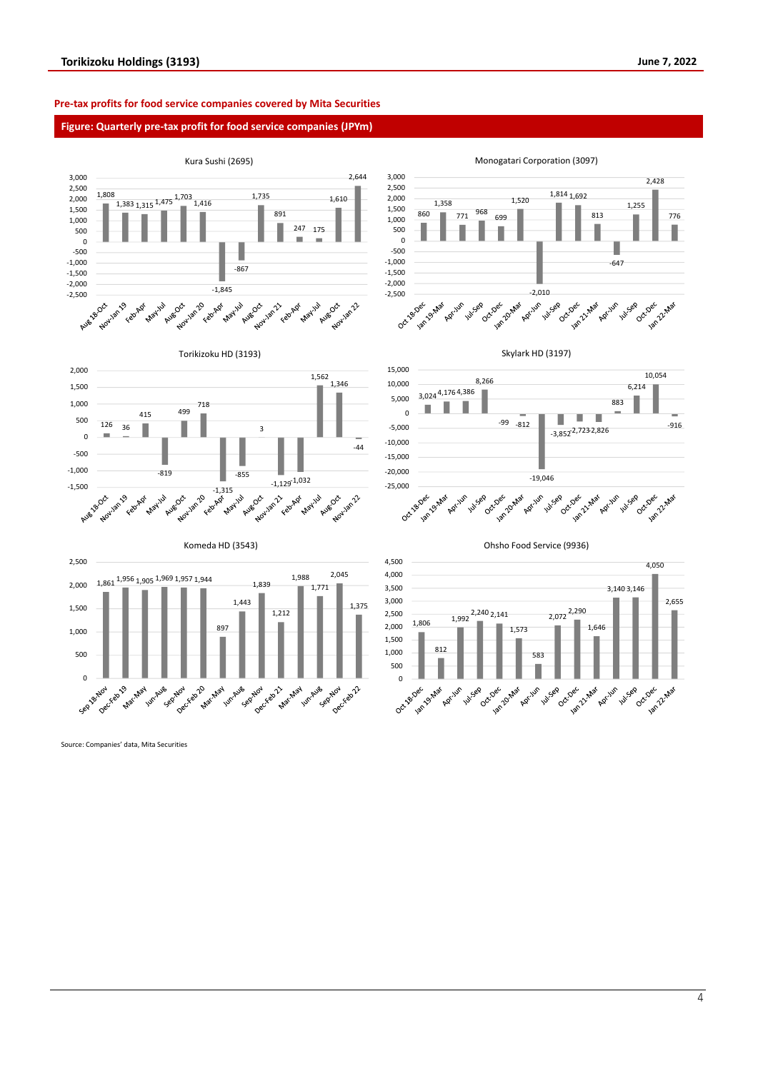**Pre-tax profits for food service companies covered by Mita Securities**

**Figure: Quarterly pre-tax profit for food service companies (JPYm)**

Kura Sushi (2695)

| Aug 18-Oct | Nov-Jan 19 | Feb-Apr | May-Jul | Aug-Oct | Nov-Jan 20 | Feb-Apr | May-Jul | Aug-Oct | Nov-Jan 21 | Feb-Apr | May-Jul | Aug-Oct | Nov-Jan 22 |
|---|---|---|---|---|---|---|---|---|---|---|---|---|---|
| 1,808 | 1,383 | 1,315 | 1,475 | 1,703 | 1,416 | -1,845 | -867 | 1,735 | 891 | 247 | 175 | 1,610 | 2,644 |

Monogatari Corporation (3097)

| Oct 18-Dec | Jan 19-Mar | Apr-Jun | Jul-Sep | Oct-Dec | Jan 20-Mar | Apr-Jun | Jul-Sep | Oct-Dec | Jan 21-Mar | Apr-Jun | Jul-Sep | Oct-Dec | Jan 22-Mar |
|---|---|---|---|---|---|---|---|---|---|---|---|---|---|
| 860 | 1,358 | 771 | 968 | 699 | 1,520 | -2,010 | 1,814 | 1,692 | 813 | -647 | 1,255 | 2,428 | 776 |

Torikizoku HD (3193)

| Aug 18-Oct | Nov-Jan 19 | Feb-Apr | May-Jul | Aug-Oct | Nov-Jan 20 | Feb-Apr | May-Jul | Aug-Oct | Nov-Jan 21 | Feb-Apr | May-Jul | Aug-Oct | Nov-Jan 22 |
|---|---|---|---|---|---|---|---|---|---|---|---|---|---|
| 126 | 36 | 415 | -819 | 499 | 718 | -1,315 | -855 | 3 | -1,129 | -1,032 | 1,562 | 1,346 | -44 |

Skylark HD (3197)

| Oct 18-Dec | Jan 19-Mar | Apr-Jun | Jul-Sep | Oct-Dec | Jan 20-Mar | Apr-Jun | Jul-Sep | Oct-Dec | Jan 21-Mar | Apr-Jun | Jul-Sep | Oct-Dec | Jan 22-Mar |
|---|---|---|---|---|---|---|---|---|---|---|---|---|---|
| 3,024 | 4,176 | 4,386 | 8,266 | -99 | -812 | -19,046 | -3,852 | -2,723 | -2,826 | 883 | 6,214 | 10,054 | -916 |

Komeda HD (3543)

| Sep 18-Nov | Dec-Feb 19 | Mar-May | Jun-Aug | Sep-Nov | Dec-Feb 20 | Mar-May | Jun-Aug | Sep-Nov | Dec-Feb 21 | Mar-May | Jun-Aug | Sep-Nov | Dec-Feb 22 |
|---|---|---|---|---|---|---|---|---|---|---|---|---|---|
| 1,861 | 1,956 | 1,905 | 1,969 | 1,957 | 1,944 | 897 | 1,443 | 1,839 | 1,212 | 1,988 | 1,771 | 2,045 | 1,375 |

Ohsho Food Service (9936)

| Oct 18-Dec | Jan 19-Mar | Apr-Jun | Jul-Sep | Oct-Dec | Jan 20-Mar | Apr-Jun | Jul-Sep | Oct-Dec | Jan 21-Mar | Apr-Jun | Jul-Sep | Oct-Dec | Jan 22-Mar |
|---|---|---|---|---|---|---|---|---|---|---|---|---|---|
| 1,806 | 812 | 1,992 | 2,240 | 2,141 | 1,573 | 583 | 2,072 | 2,290 | 1,646 | 3,140 | 3,146 | 4,050 | 2,655 |

Source: Companies' data, Mita Securities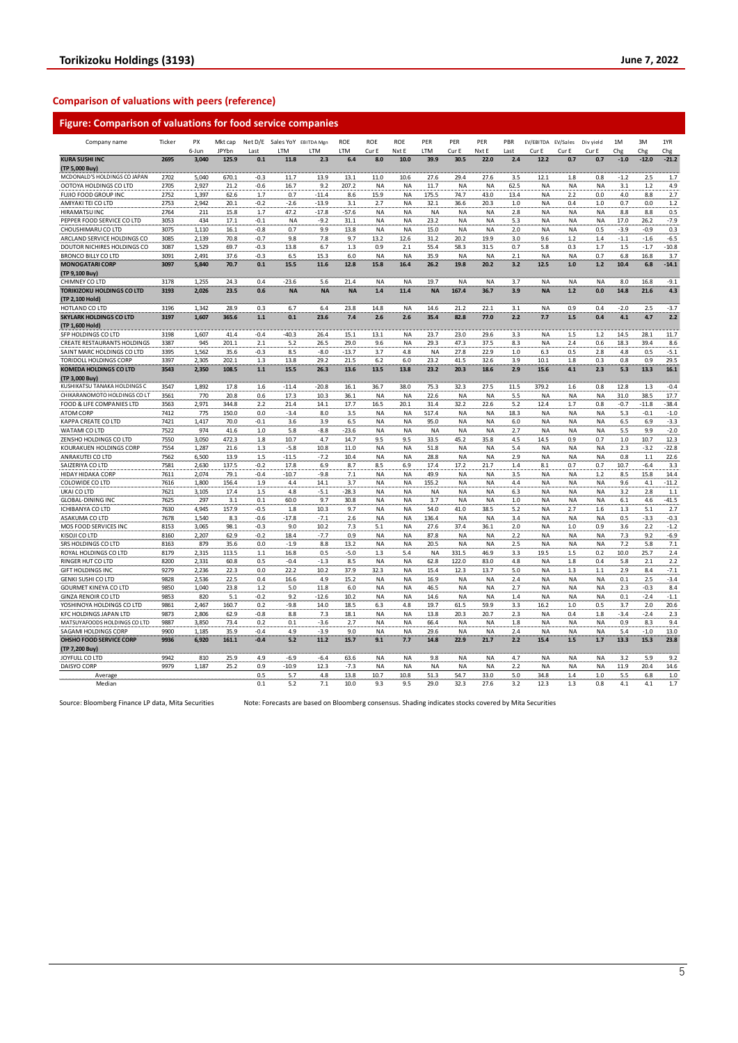## Comparison of valuations with peers (reference)

### Figure: Comparison of valuations for food service companies

| Company name | Ticker | PX 6-Jun | Mkt cap JPYbn | Net D/E Last | Sales YoY LTM | EBITDA Mgn LTM | ROE LTM | ROE Cur E | ROE Nxt E | PER LTM | PER Cur E | PER Nxt E | PBR Last | EV/EBITDA Cur E | EV/Sales Cur E | Div yield Cur E | 1M Chg | 3M Chg | 1YR Chg |
|---|---|---|---|---|---|---|---|---|---|---|---|---|---|---|---|---|---|---|---|
| **KURA SUSHI INC (TP 5,000 Buy)** | **2695** | **3,040** | **125.9** | **0.1** | **11.8** | **2.3** | **6.4** | **8.0** | **10.0** | **39.9** | **30.5** | **22.0** | **2.4** | **12.2** | **0.7** | **0.7** | **-1.0** | **-12.0** | **-21.2** |
| MCDONALD'S HOLDINGS CO JAPAN | 2702 | 5,040 | 670.1 | -0.3 | 11.7 | 13.9 | 13.1 | 11.0 | 10.6 | 27.6 | 29.4 | 27.6 | 3.5 | 12.1 | 1.8 | 0.8 | -1.2 | 2.5 | 1.7 |
| OOTOYA HOLDINGS CO LTD | 2705 | 2,927 | 21.2 | -0.6 | 16.7 | 9.2 | 207.2 | NA | NA | 11.7 | NA | NA | 62.5 | NA | NA | NA | 3.1 | 1.2 | 4.9 |
| FUJIO FOOD GROUP INC | 2752 | 1,397 | 62.6 | 1.7 | 0.7 | -11.4 | 8.6 | 15.9 | NA | 175.5 | 74.7 | 43.0 | 13.4 | NA | 2.2 | 0.0 | 4.0 | 8.8 | 2.7 |
| AMIYAKI TEI CO LTD | 2753 | 2,942 | 20.1 | -0.2 | -2.6 | -13.9 | 3.1 | 2.7 | NA | 32.1 | 36.6 | 20.3 | 1.0 | NA | 0.4 | 1.0 | 0.7 | 0.0 | 1.2 |
| HIRAMATSU INC | 2764 | 211 | 15.8 | 1.7 | 47.2 | -17.8 | -57.6 | NA | NA | NA | NA | NA | 2.8 | NA | NA | NA | 8.8 | 8.8 | 0.5 |
| PEPPER FOOD SERVICE CO LTD | 3053 | 434 | 17.1 | -0.1 | NA | -9.2 | 31.1 | NA | NA | 23.2 | NA | NA | 5.3 | NA | NA | NA | 17.0 | 26.2 | -7.9 |
| CHOUSHIMARU CO LTD | 3075 | 1,110 | 16.1 | -0.8 | 0.7 | 9.9 | 13.8 | NA | NA | 15.0 | NA | NA | 2.0 | NA | NA | 0.5 | -3.9 | -0.9 | 0.3 |
| ARCLAND SERVICE HOLDINGS CO | 3085 | 2,139 | 70.8 | -0.7 | 9.8 | 7.8 | 9.7 | 13.2 | 12.6 | 20.2 | 19.9 | 19.9 | 3.0 | 9.6 | 1.2 | 1.4 | -1.1 | -1.6 | -6.5 |
| DOUTOR NICHIRES HOLDINGS CO | 3087 | 1,529 | 69.7 | -0.3 | 13.8 | 6.7 | 1.3 | 0.9 | 2.1 | 55.4 | 58.3 | 31.5 | 0.7 | 5.8 | 0.3 | 1.7 | 1.5 | -1.7 | -10.8 |
| BRONCO BILLY CO LTD | 3091 | 2,491 | 37.6 | -0.3 | 6.5 | 15.3 | 6.0 | NA | NA | 35.9 | NA | NA | 2.1 | NA | NA | 0.7 | 6.8 | 16.8 | 3.7 |
| **MONOGATARI CORP (TP 9,100 Buy)** | **3097** | **5,840** | **70.7** | **0.1** | **15.5** | **11.6** | **12.8** | **15.8** | **16.4** | **26.2** | **19.8** | **20.2** | **3.2** | **12.5** | **1.0** | **1.2** | **10.4** | **6.8** | **-14.1** |
| CHIMNEY CO LTD | 3178 | 1,255 | 24.3 | 0.4 | -23.6 | 5.6 | 21.4 | NA | NA | 19.7 | NA | NA | 3.7 | NA | NA | NA | 8.0 | 16.8 | -9.1 |
| **TORIKIZOKU HOLDINGS CO LTD (TP 2,100 Hold)** | **3193** | **2,026** | **23.5** | **0.6** | **NA** | **NA** | **NA** | **1.4** | **11.4** | **NA** | **167.4** | **36.7** | **3.9** | **NA** | **1.2** | **0.0** | **14.8** | **21.6** | **4.3** |
| HOTLAND CO LTD | 3196 | 1,342 | 28.9 | 0.3 | 6.7 | 6.4 | 23.8 | 14.8 | NA | 14.6 | 21.2 | 22.1 | 3.1 | NA | 0.9 | 0.4 | -2.0 | 2.5 | -3.7 |
| **SKYLARK HOLDINGS CO LTD (TP 1,600 Hold)** | **3197** | **1,607** | **365.6** | **1.1** | **0.1** | **23.6** | **7.4** | **2.6** | **2.6** | **35.4** | **82.8** | **77.0** | **2.2** | **7.7** | **1.5** | **0.4** | **4.1** | **4.7** | **2.2** |
| SFP HOLDINGS CO LTD | 3198 | 1,607 | 41.4 | -0.4 | -40.3 | 26.4 | 15.1 | 13.1 | NA | 23.7 | 23.0 | 29.6 | 3.3 | NA | 1.5 | 1.2 | 14.5 | 28.1 | 11.7 |
| CREATE RESTAURANTS HOLDINGS | 3387 | 945 | 201.1 | 2.1 | 5.2 | 26.5 | 29.0 | 9.6 | NA | 29.3 | 47.3 | 37.5 | 8.3 | NA | 2.4 | 0.6 | 18.3 | 39.4 | 8.6 |
| SAINT MARC HOLDINGS CO LTD | 3395 | 1,562 | 35.6 | -0.3 | 8.5 | -8.0 | -13.7 | 3.7 | 4.8 | NA | 27.8 | 22.9 | 1.0 | 6.3 | 0.5 | 2.8 | 4.8 | 0.5 | -5.1 |
| TORIDOLL HOLDINGS CORP | 3397 | 2,305 | 202.1 | 1.3 | 13.8 | 29.2 | 21.5 | 6.2 | 6.0 | 23.2 | 41.5 | 32.6 | 3.9 | 10.1 | 1.8 | 0.3 | 0.8 | 0.9 | 29.5 |
| **KOMEDA HOLDINGS CO LTD (TP 3,000 Buy)** | **3543** | **2,350** | **108.5** | **1.1** | **15.5** | **26.3** | **13.6** | **13.5** | **13.8** | **23.2** | **20.3** | **18.6** | **2.9** | **15.6** | **4.1** | **2.3** | **5.3** | **13.3** | **16.1** |
| KUSHIKATSU TANAKA HOLDINGS C | 3547 | 1,892 | 17.8 | 1.6 | -11.4 | -20.8 | 16.1 | 36.7 | 38.0 | 75.3 | 32.3 | 27.5 | 11.5 | 379.2 | 1.6 | 0.8 | 12.8 | 1.3 | -0.4 |
| CHIKARANOMOTO HOLDINGS CO LT | 3561 | 770 | 20.8 | 0.6 | 17.3 | 10.3 | 36.1 | NA | NA | 22.6 | NA | NA | 5.5 | NA | NA | NA | 31.0 | 38.5 | 17.7 |
| FOOD & LIFE COMPANIES LTD | 3563 | 2,971 | 344.8 | 2.2 | 21.4 | 14.1 | 17.7 | 16.5 | 20.1 | 31.4 | 32.2 | 22.6 | 5.2 | 12.4 | 1.7 | 0.8 | -0.7 | -11.8 | -38.4 |
| ATOM CORP | 7412 | 775 | 150.0 | 0.0 | -3.4 | 8.0 | 3.5 | NA | NA | 517.4 | NA | NA | 18.3 | NA | NA | NA | 5.3 | -0.1 | -1.0 |
| KAPPA CREATE CO LTD | 7421 | 1,417 | 70.0 | -0.1 | 3.6 | 3.9 | 6.5 | NA | NA | 95.0 | NA | NA | 6.0 | NA | NA | NA | 6.5 | 6.9 | -3.3 |
| WATAMI CO LTD | 7522 | 974 | 41.6 | 1.0 | 5.8 | -8.8 | -23.6 | NA | NA | NA | NA | NA | 2.7 | NA | NA | NA | 5.5 | 9.9 | -2.0 |
| ZENSHO HOLDINGS CO LTD | 7550 | 3,050 | 472.3 | 1.8 | 10.7 | 4.7 | 14.7 | 9.5 | 9.5 | 33.5 | 45.2 | 35.8 | 4.5 | 14.5 | 0.9 | 0.7 | 1.0 | 10.7 | 12.3 |
| KOURAKUEN HOLDINGS CORP | 7554 | 1,287 | 21.6 | 1.3 | -5.8 | 10.8 | 11.0 | NA | NA | 51.8 | NA | NA | 5.4 | NA | NA | NA | 2.3 | -3.2 | -22.8 |
| ANRAKUTEI CO LTD | 7562 | 6,500 | 13.9 | 1.5 | -11.5 | -7.2 | 10.4 | NA | NA | 28.8 | NA | NA | 2.9 | NA | NA | NA | 0.8 | 1.1 | 22.6 |
| SAIZERIYA CO LTD | 7581 | 2,630 | 137.5 | -0.2 | 17.8 | 6.9 | 8.7 | 8.5 | 6.9 | 17.4 | 17.2 | 21.7 | 1.4 | 8.1 | 0.7 | 0.7 | 10.7 | -6.4 | 3.3 |
| HIDAY HIDAKA CORP | 7611 | 2,074 | 79.1 | -0.4 | -10.7 | -9.8 | 7.1 | NA | NA | 49.9 | NA | NA | 3.5 | NA | NA | 1.2 | 8.5 | 15.8 | 14.4 |
| COLOWIDE CO LTD | 7616 | 1,800 | 156.4 | 1.9 | 4.4 | 14.1 | 3.7 | NA | NA | 155.2 | NA | NA | 4.4 | NA | NA | NA | 9.6 | 4.1 | -11.2 |
| UKAI CO LTD | 7621 | 3,105 | 17.4 | 1.5 | 4.8 | -5.1 | -28.3 | NA | NA | NA | NA | NA | 6.3 | NA | NA | NA | 3.2 | 2.8 | 1.1 |
| GLOBAL-DINING INC | 7625 | 297 | 3.1 | 0.1 | 60.0 | 9.7 | 30.8 | NA | NA | 3.7 | NA | NA | 1.0 | NA | NA | NA | 6.1 | 4.6 | -41.5 |
| ICHIBANYA CO LTD | 7630 | 4,945 | 157.9 | -0.5 | 1.8 | 10.3 | 9.7 | NA | NA | 54.0 | 41.0 | 38.5 | 5.2 | NA | 2.7 | 1.6 | 1.3 | 5.1 | 2.7 |
| ASAKUMA CO LTD | 7678 | 1,540 | 8.3 | -0.6 | -17.8 | -7.1 | 2.6 | NA | NA | 136.4 | NA | NA | 3.4 | NA | NA | NA | 0.5 | -3.3 | -0.3 |
| MOS FOOD SERVICES INC | 8153 | 3,065 | 98.1 | -0.3 | 9.0 | 10.2 | 7.3 | 5.1 | NA | 27.6 | 37.4 | 36.1 | 2.0 | NA | 1.0 | 0.9 | 3.6 | 2.2 | -1.2 |
| KISOJI CO LTD | 8160 | 2,207 | 62.9 | -0.2 | 18.4 | -7.7 | 0.9 | NA | NA | 87.8 | NA | NA | 2.2 | NA | NA | NA | 7.3 | 9.2 | -6.9 |
| SRS HOLDINGS CO LTD | 8163 | 879 | 35.6 | 0.0 | -1.9 | 8.8 | 13.2 | NA | NA | 20.5 | NA | NA | 2.5 | NA | NA | NA | 7.2 | 5.8 | 7.1 |
| ROYAL HOLDINGS CO LTD | 8179 | 2,315 | 113.5 | 1.1 | 16.8 | 0.5 | -5.0 | 1.3 | 5.4 | NA | 331.5 | 46.9 | 3.3 | 19.5 | 1.5 | 0.2 | 10.0 | 25.7 | 2.4 |
| RINGER HUT CO LTD | 8200 | 2,331 | 60.8 | 0.5 | -0.4 | -1.3 | 8.5 | NA | NA | 62.8 | 122.0 | 83.0 | 4.8 | NA | 1.8 | 0.4 | 5.8 | 2.1 | 2.2 |
| GIFT HOLDINGS INC | 9279 | 2,236 | 22.3 | 0.0 | 22.2 | 10.2 | 37.9 | 32.3 | NA | 15.4 | 12.3 | 13.7 | 5.0 | NA | 1.3 | 1.1 | 2.9 | 8.4 | -7.1 |
| GENKI SUSHI CO LTD | 9828 | 2,536 | 22.5 | 0.4 | 16.6 | 4.9 | 15.2 | NA | NA | 16.9 | NA | NA | 2.4 | NA | NA | NA | 0.1 | 2.5 | -3.4 |
| GOURMET KINEYA CO LTD | 9850 | 1,040 | 23.8 | 1.2 | 5.0 | 11.8 | 6.0 | NA | NA | 46.5 | NA | NA | 2.7 | NA | NA | NA | 2.3 | -0.3 | 8.4 |
| GINZA RENOIR CO LTD | 9853 | 820 | 5.1 | -0.2 | 9.2 | -12.6 | 10.2 | NA | NA | 14.6 | NA | NA | 1.4 | NA | NA | NA | 0.1 | -2.4 | -1.1 |
| YOSHINOYA HOLDINGS CO LTD | 9861 | 2,467 | 160.7 | 0.2 | -9.8 | 14.0 | 18.5 | 6.3 | 4.8 | 19.7 | 61.5 | 59.9 | 3.3 | 16.2 | 1.0 | 0.5 | 3.7 | 2.0 | 20.6 |
| KFC HOLDINGS JAPAN LTD | 9873 | 2,806 | 62.9 | -0.8 | 8.8 | 7.3 | 18.1 | NA | NA | 13.8 | 20.3 | 20.7 | 2.3 | NA | 0.4 | 1.8 | -3.4 | -2.4 | 2.3 |
| MATSUYAFOODS HOLDINGS CO LTD | 9887 | 3,850 | 73.4 | 0.2 | 0.1 | -3.6 | 2.7 | NA | NA | 66.4 | NA | NA | 1.8 | NA | NA | NA | 0.9 | 8.3 | 9.4 |
| SAGAMI HOLDINGS CORP | 9900 | 1,185 | 35.9 | -0.4 | 4.9 | -3.9 | 9.0 | NA | NA | 29.6 | NA | NA | 2.4 | NA | NA | NA | 5.4 | -1.0 | 13.0 |
| **OHSHO FOOD SERVICE CORP (TP 7,200 Buy)** | **9936** | **6,920** | **161.1** | **-0.4** | **5.2** | **11.2** | **15.7** | **9.1** | **7.7** | **14.8** | **22.9** | **21.7** | **2.2** | **15.4** | **1.5** | **1.7** | **13.3** | **15.3** | **23.8** |
| JOYFULL CO LTD | 9942 | 810 | 25.9 | 4.9 | -6.9 | -6.4 | 63.6 | NA | NA | 9.8 | NA | NA | 4.7 | NA | NA | NA | 3.2 | 5.9 | 9.2 |
| DAISYO CORP | 9979 | 1,187 | 25.2 | 0.9 | -10.9 | 12.3 | -7.3 | NA | NA | NA | NA | NA | 2.2 | NA | NA | NA | 11.9 | 20.4 | 14.6 |
| Average | | | | 0.5 | 5.7 | 4.8 | 13.8 | 10.7 | 10.8 | 51.3 | 54.7 | 33.0 | 5.0 | 34.8 | 1.4 | 1.0 | 5.5 | 6.8 | 1.0 |
| Median | | | | 0.1 | 5.2 | 7.1 | 10.0 | 9.3 | 9.5 | 29.0 | 32.3 | 27.6 | 3.2 | 12.3 | 1.3 | 0.8 | 4.1 | 4.1 | 1.7 |

Source: Bloomberg Finance LP data, Mita Securities     Note: Forecasts are based on Bloomberg consensus. Shading indicates stocks covered by Mita Securities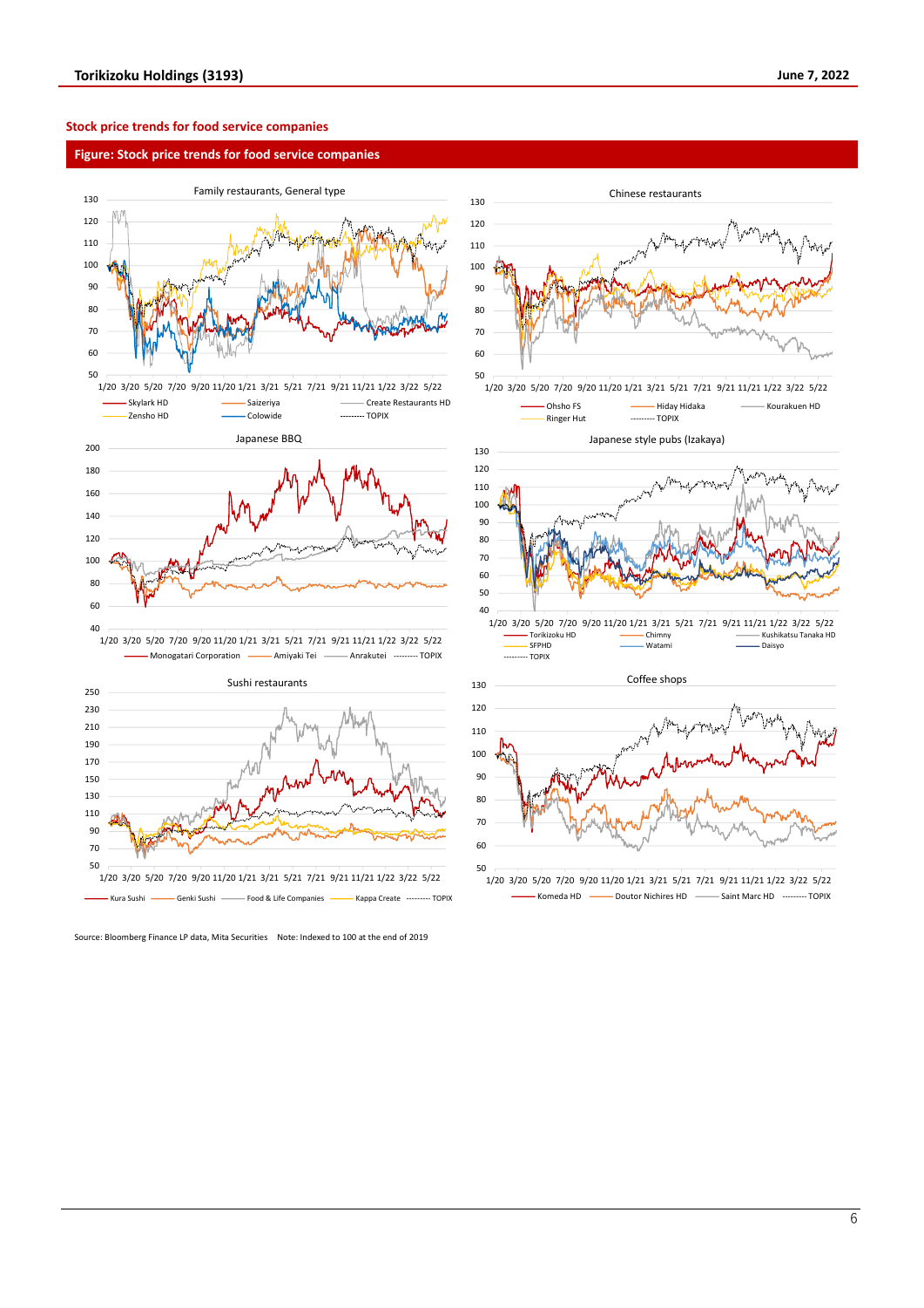### Stock price trends for food service companies

**Figure: Stock price trends for food service companies**

Family restaurants, General type

Skylark HD, Saizeriya, Create Restaurants HD, Zensho HD, Colowide, TOPIX

Chinese restaurants

Ohsho FS, Hiday Hidaka, Kourakuen HD, Ringer Hut, TOPIX

Japanese BBQ

Monogatari Corporation, Amiyaki Tei, Anrakutei, TOPIX

Japanese style pubs (Izakaya)

Torikizoku HD, Chimny, Kushikatsu Tanaka HD, SFPHD, Watami, Daisyo, TOPIX

Sushi restaurants

Kura Sushi, Genki Sushi, Food & Life Companies, Kappa Create, TOPIX

Coffee shops

Komeda HD, Doutor Nichires HD, Saint Marc HD, TOPIX

Source: Bloomberg Finance LP data, Mita Securities Note: Indexed to 100 at the end of 2019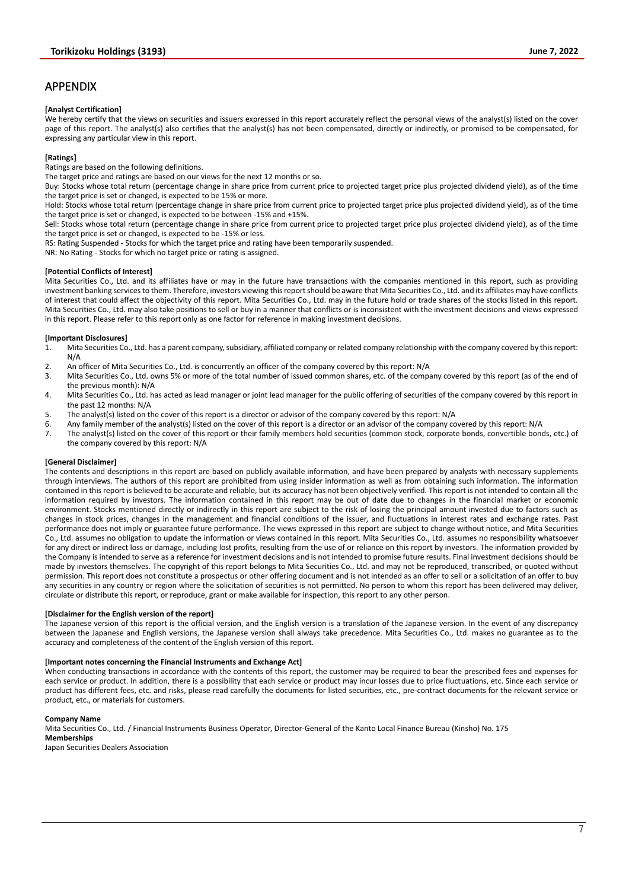# APPENDIX

**[Analyst Certification]**

We hereby certify that the views on securities and issuers expressed in this report accurately reflect the personal views of the analyst(s) listed on the cover page of this report. The analyst(s) also certifies that the analyst(s) has not been compensated, directly or indirectly, or promised to be compensated, for expressing any particular view in this report.

**[Ratings]**

Ratings are based on the following definitions.

The target price and ratings are based on our views for the next 12 months or so.

Buy: Stocks whose total return (percentage change in share price from current price to projected target price plus projected dividend yield), as of the time the target price is set or changed, is expected to be 15% or more.

Hold: Stocks whose total return (percentage change in share price from current price to projected target price plus projected dividend yield), as of the time the target price is set or changed, is expected to be between -15% and +15%.

Sell: Stocks whose total return (percentage change in share price from current price to projected target price plus projected dividend yield), as of the time the target price is set or changed, is expected to be -15% or less.

RS: Rating Suspended - Stocks for which the target price and rating have been temporarily suspended.

NR: No Rating - Stocks for which no target price or rating is assigned.

**[Potential Conflicts of Interest]**

Mita Securities Co., Ltd. and its affiliates have or may in the future have transactions with the companies mentioned in this report, such as providing investment banking services to them. Therefore, investors viewing this report should be aware that Mita Securities Co., Ltd. and its affiliates may have conflicts of interest that could affect the objectivity of this report. Mita Securities Co., Ltd. may in the future hold or trade shares of the stocks listed in this report. Mita Securities Co., Ltd. may also take positions to sell or buy in a manner that conflicts or is inconsistent with the investment decisions and views expressed in this report. Please refer to this report only as one factor for reference in making investment decisions.

**[Important Disclosures]**

1. Mita Securities Co., Ltd. has a parent company, subsidiary, affiliated company or related company relationship with the company covered by this report: N/A
2. An officer of Mita Securities Co., Ltd. is concurrently an officer of the company covered by this report: N/A
3. Mita Securities Co., Ltd. owns 5% or more of the total number of issued common shares, etc. of the company covered by this report (as of the end of the previous month): N/A
4. Mita Securities Co., Ltd. has acted as lead manager or joint lead manager for the public offering of securities of the company covered by this report in the past 12 months: N/A
5. The analyst(s) listed on the cover of this report is a director or advisor of the company covered by this report: N/A
6. Any family member of the analyst(s) listed on the cover of this report is a director or an advisor of the company covered by this report: N/A
7. The analyst(s) listed on the cover of this report or their family members hold securities (common stock, corporate bonds, convertible bonds, etc.) of the company covered by this report: N/A

**[General Disclaimer]**

The contents and descriptions in this report are based on publicly available information, and have been prepared by analysts with necessary supplements through interviews. The authors of this report are prohibited from using insider information as well as from obtaining such information. The information contained in this report is believed to be accurate and reliable, but its accuracy has not been objectively verified. This report is not intended to contain all the information required by investors. The information contained in this report may be out of date due to changes in the financial market or economic environment. Stocks mentioned directly or indirectly in this report are subject to the risk of losing the principal amount invested due to factors such as changes in stock prices, changes in the management and financial conditions of the issuer, and fluctuations in interest rates and exchange rates. Past performance does not imply or guarantee future performance. The views expressed in this report are subject to change without notice, and Mita Securities Co., Ltd. assumes no obligation to update the information or views contained in this report. Mita Securities Co., Ltd. assumes no responsibility whatsoever for any direct or indirect loss or damage, including lost profits, resulting from the use of or reliance on this report by investors. The information provided by the Company is intended to serve as a reference for investment decisions and is not intended to promise future results. Final investment decisions should be made by investors themselves. The copyright of this report belongs to Mita Securities Co., Ltd. and may not be reproduced, transcribed, or quoted without permission. This report does not constitute a prospectus or other offering document and is not intended as an offer to sell or a solicitation of an offer to buy any securities in any country or region where the solicitation of securities is not permitted. No person to whom this report has been delivered may deliver, circulate or distribute this report, or reproduce, grant or make available for inspection, this report to any other person.

**[Disclaimer for the English version of the report]**

The Japanese version of this report is the official version, and the English version is a translation of the Japanese version. In the event of any discrepancy between the Japanese and English versions, the Japanese version shall always take precedence. Mita Securities Co., Ltd. makes no guarantee as to the accuracy and completeness of the content of the English version of this report.

**[Important notes concerning the Financial Instruments and Exchange Act]**

When conducting transactions in accordance with the contents of this report, the customer may be required to bear the prescribed fees and expenses for each service or product. In addition, there is a possibility that each service or product may incur losses due to price fluctuations, etc. Since each service or product has different fees, etc. and risks, please read carefully the documents for listed securities, etc., pre-contract documents for the relevant service or product, etc., or materials for customers.

**Company Name**

Mita Securities Co., Ltd. / Financial Instruments Business Operator, Director-General of the Kanto Local Finance Bureau (Kinsho) No. 175

**Memberships**

Japan Securities Dealers Association